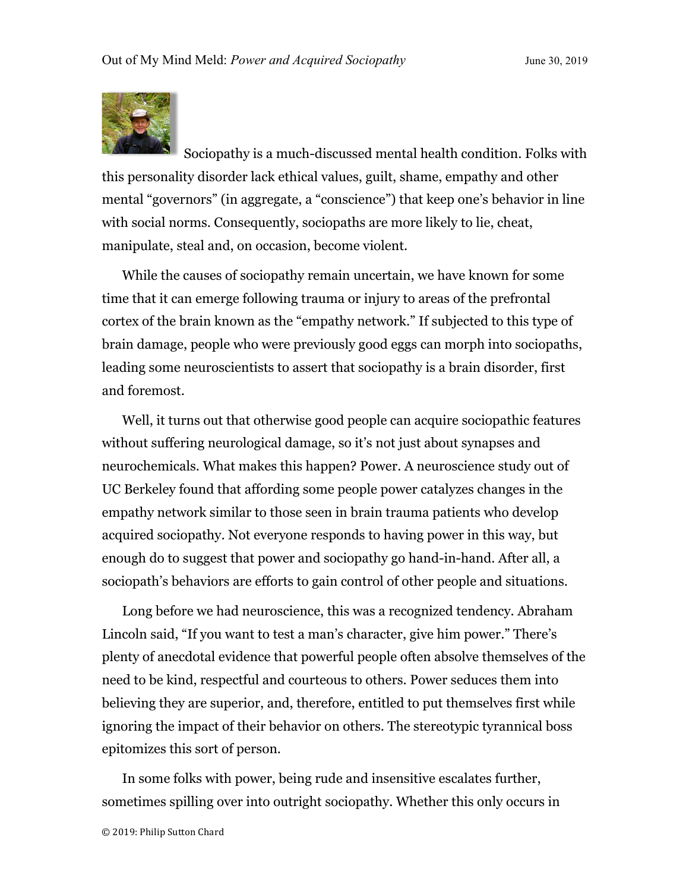Sociopathy is a much-discussed mental health condition. Folks with this personality disorder lack ethical values, guilt, shame, empathy and other mental "governors" (in aggregate, a "conscience") that keep one's behavior in line with social norms. Consequently, sociopaths are more likely to lie, cheat, manipulate, steal and, on occasion, become violent.

While the causes of sociopathy remain uncertain, we have known for some time that it can emerge following trauma or injury to areas of the prefrontal cortex of the brain known as the "empathy network." If subjected to this type of brain damage, people who were previously good eggs can morph into sociopaths, leading some neuroscientists to assert that sociopathy is a brain disorder, first and foremost.

Well, it turns out that otherwise good people can acquire sociopathic features without suffering neurological damage, so it's not just about synapses and neurochemicals. What makes this happen? Power. A neuroscience study out of UC Berkeley found that affording some people power catalyzes changes in the empathy network similar to those seen in brain trauma patients who develop acquired sociopathy. Not everyone responds to having power in this way, but enough do to suggest that power and sociopathy go hand-in-hand. After all, a sociopath's behaviors are efforts to gain control of other people and situations.

Long before we had neuroscience, this was a recognized tendency. Abraham Lincoln said, "If you want to test a man's character, give him power." There's plenty of anecdotal evidence that powerful people often absolve themselves of the need to be kind, respectful and courteous to others. Power seduces them into believing they are superior, and, therefore, entitled to put themselves first while ignoring the impact of their behavior on others. The stereotypic tyrannical boss epitomizes this sort of person.

In some folks with power, being rude and insensitive escalates further, sometimes spilling over into outright sociopathy. Whether this only occurs in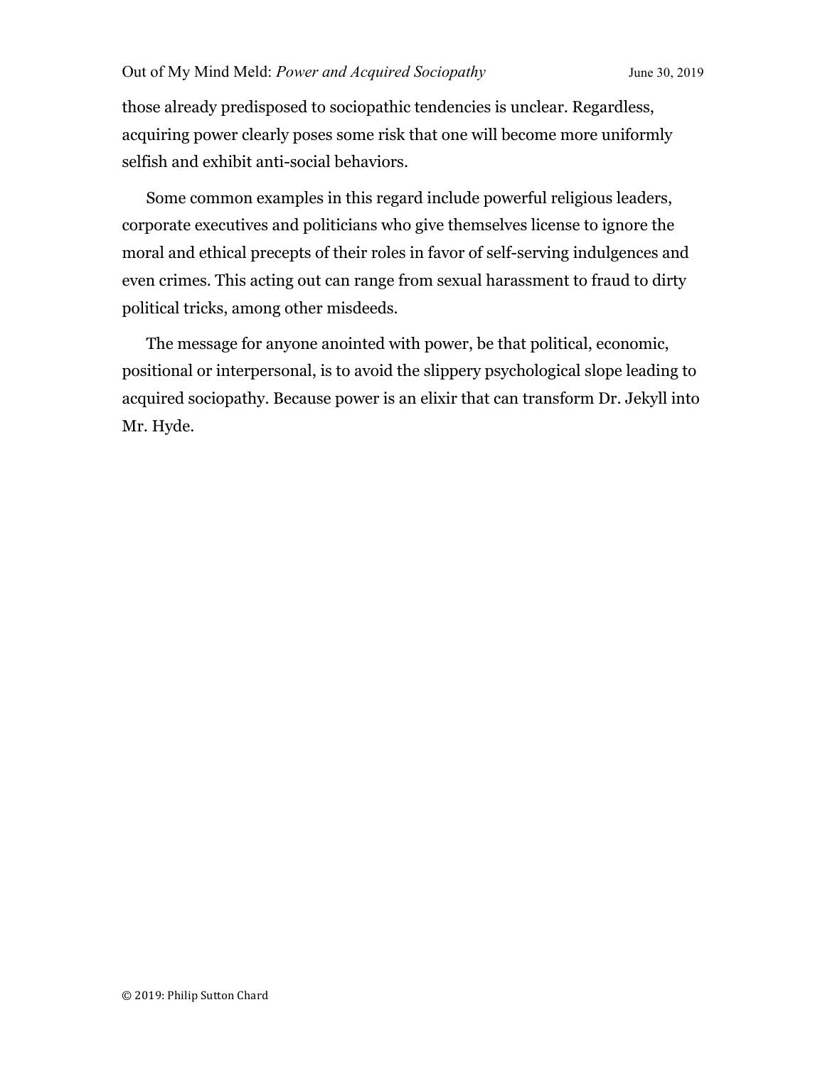those already predisposed to sociopathic tendencies is unclear. Regardless, acquiring power clearly poses some risk that one will become more uniformly selfish and exhibit anti-social behaviors.

Some common examples in this regard include powerful religious leaders, corporate executives and politicians who give themselves license to ignore the moral and ethical precepts of their roles in favor of self-serving indulgences and even crimes. This acting out can range from sexual harassment to fraud to dirty political tricks, among other misdeeds.

The message for anyone anointed with power, be that political, economic, positional or interpersonal, is to avoid the slippery psychological slope leading to acquired sociopathy. Because power is an elixir that can transform Dr. Jekyll into Mr. Hyde.